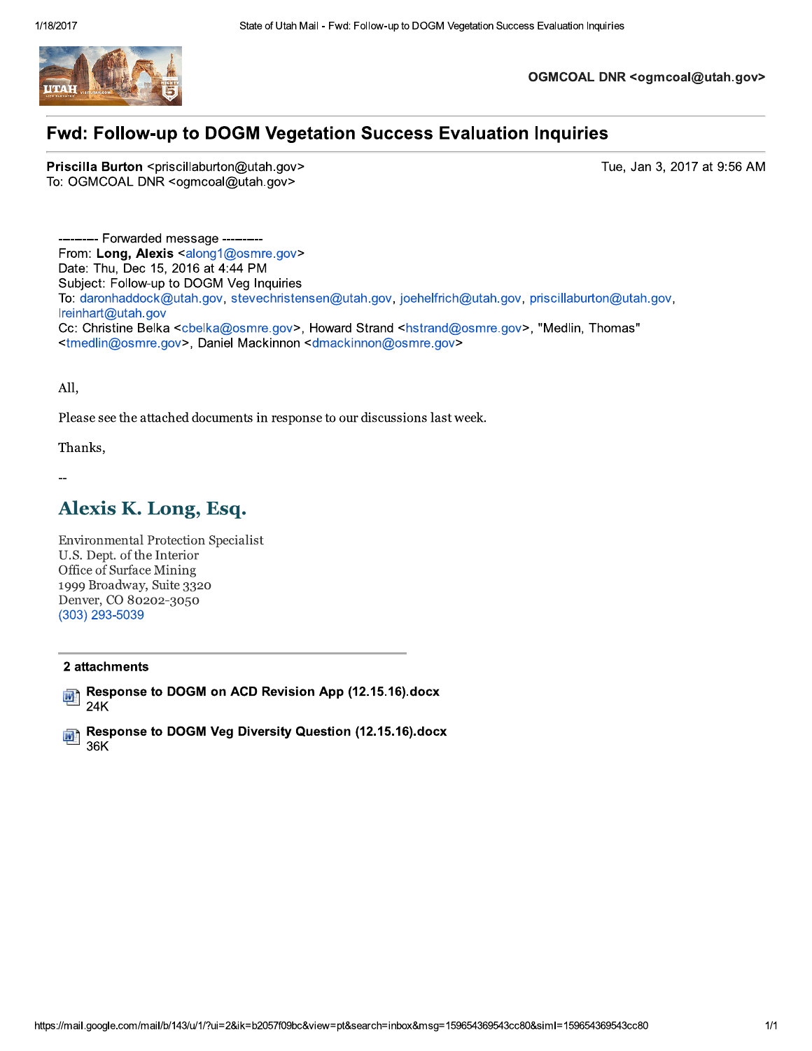OGMCOAL DNR <ogmcoal@utah.gov>

# Fwd: Follow-up to DOGM Vegetation Success Evaluation Inquiries

**Priscilla Burton** <priscillaburton@utah.gov>
To: OGMCOAL DNR <ogmcoal@utah.gov>

Tue, Jan 3, 2017 at 9:56 AM

---------- Forwarded message ----------
From: **Long, Alexis** <along1@osmre.gov>
Date: Thu, Dec 15, 2016 at 4:44 PM
Subject: Follow-up to DOGM Veg Inquiries
To: daronhaddock@utah.gov, stevechristensen@utah.gov, joehelfrich@utah.gov, priscillaburton@utah.gov, lreinhart@utah.gov
Cc: Christine Belka <cbelka@osmre.gov>, Howard Strand <hstrand@osmre.gov>, "Medlin, Thomas" <tmedlin@osmre.gov>, Daniel Mackinnon <dmackinnon@osmre.gov>

All,

Please see the attached documents in response to our discussions last week.

Thanks,

--

## Alexis K. Long, Esq.

Environmental Protection Specialist
U.S. Dept. of the Interior
Office of Surface Mining
1999 Broadway, Suite 3320
Denver, CO 80202-3050
(303) 293-5039

**2 attachments**

**Response to DOGM on ACD Revision App (12.15.16).docx**
24K

**Response to DOGM Veg Diversity Question (12.15.16).docx**
36K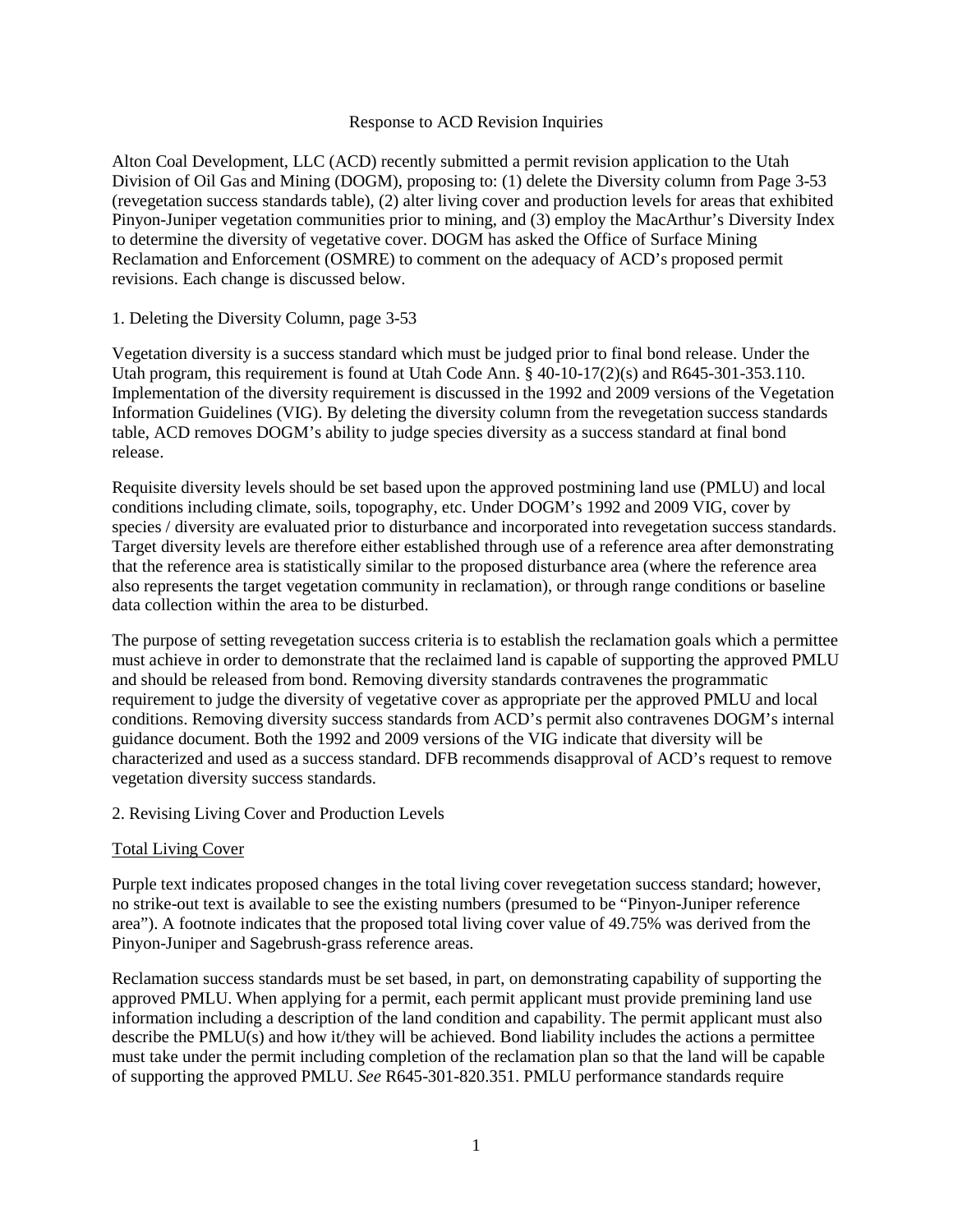Response to ACD Revision Inquiries

Alton Coal Development, LLC (ACD) recently submitted a permit revision application to the Utah Division of Oil Gas and Mining (DOGM), proposing to: (1) delete the Diversity column from Page 3-53 (revegetation success standards table), (2) alter living cover and production levels for areas that exhibited Pinyon-Juniper vegetation communities prior to mining, and (3) employ the MacArthur's Diversity Index to determine the diversity of vegetative cover. DOGM has asked the Office of Surface Mining Reclamation and Enforcement (OSMRE) to comment on the adequacy of ACD's proposed permit revisions. Each change is discussed below.

1. Deleting the Diversity Column, page 3-53

Vegetation diversity is a success standard which must be judged prior to final bond release. Under the Utah program, this requirement is found at Utah Code Ann. § 40-10-17(2)(s) and R645-301-353.110. Implementation of the diversity requirement is discussed in the 1992 and 2009 versions of the Vegetation Information Guidelines (VIG). By deleting the diversity column from the revegetation success standards table, ACD removes DOGM's ability to judge species diversity as a success standard at final bond release.

Requisite diversity levels should be set based upon the approved postmining land use (PMLU) and local conditions including climate, soils, topography, etc. Under DOGM's 1992 and 2009 VIG, cover by species / diversity are evaluated prior to disturbance and incorporated into revegetation success standards. Target diversity levels are therefore either established through use of a reference area after demonstrating that the reference area is statistically similar to the proposed disturbance area (where the reference area also represents the target vegetation community in reclamation), or through range conditions or baseline data collection within the area to be disturbed.

The purpose of setting revegetation success criteria is to establish the reclamation goals which a permittee must achieve in order to demonstrate that the reclaimed land is capable of supporting the approved PMLU and should be released from bond. Removing diversity standards contravenes the programmatic requirement to judge the diversity of vegetative cover as appropriate per the approved PMLU and local conditions. Removing diversity success standards from ACD's permit also contravenes DOGM's internal guidance document. Both the 1992 and 2009 versions of the VIG indicate that diversity will be characterized and used as a success standard. DFB recommends disapproval of ACD's request to remove vegetation diversity success standards.

2. Revising Living Cover and Production Levels

<u>Total Living Cover</u>

Purple text indicates proposed changes in the total living cover revegetation success standard; however, no strike-out text is available to see the existing numbers (presumed to be "Pinyon-Juniper reference area"). A footnote indicates that the proposed total living cover value of 49.75% was derived from the Pinyon-Juniper and Sagebrush-grass reference areas.

Reclamation success standards must be set based, in part, on demonstrating capability of supporting the approved PMLU. When applying for a permit, each permit applicant must provide premining land use information including a description of the land condition and capability. The permit applicant must also describe the PMLU(s) and how it/they will be achieved. Bond liability includes the actions a permittee must take under the permit including completion of the reclamation plan so that the land will be capable of supporting the approved PMLU. *See* R645-301-820.351. PMLU performance standards require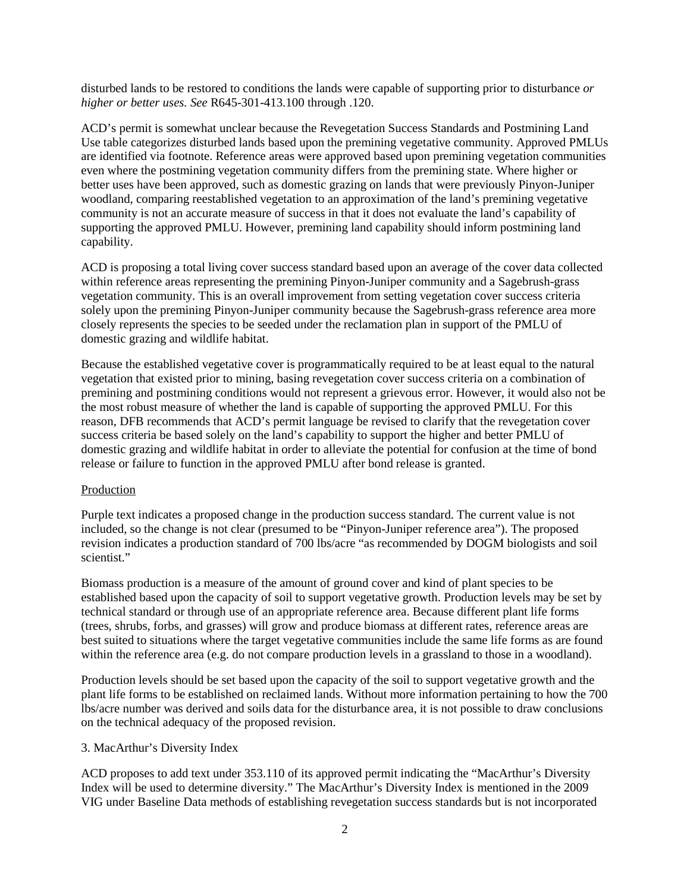disturbed lands to be restored to conditions the lands were capable of supporting prior to disturbance *or higher or better uses. See* R645-301-413.100 through .120.

ACD's permit is somewhat unclear because the Revegetation Success Standards and Postmining Land Use table categorizes disturbed lands based upon the premining vegetative community. Approved PMLUs are identified via footnote. Reference areas were approved based upon premining vegetation communities even where the postmining vegetation community differs from the premining state. Where higher or better uses have been approved, such as domestic grazing on lands that were previously Pinyon-Juniper woodland, comparing reestablished vegetation to an approximation of the land's premining vegetative community is not an accurate measure of success in that it does not evaluate the land's capability of supporting the approved PMLU. However, premining land capability should inform postmining land capability.

ACD is proposing a total living cover success standard based upon an average of the cover data collected within reference areas representing the premining Pinyon-Juniper community and a Sagebrush-grass vegetation community. This is an overall improvement from setting vegetation cover success criteria solely upon the premining Pinyon-Juniper community because the Sagebrush-grass reference area more closely represents the species to be seeded under the reclamation plan in support of the PMLU of domestic grazing and wildlife habitat.

Because the established vegetative cover is programmatically required to be at least equal to the natural vegetation that existed prior to mining, basing revegetation cover success criteria on a combination of premining and postmining conditions would not represent a grievous error. However, it would also not be the most robust measure of whether the land is capable of supporting the approved PMLU. For this reason, DFB recommends that ACD's permit language be revised to clarify that the revegetation cover success criteria be based solely on the land's capability to support the higher and better PMLU of domestic grazing and wildlife habitat in order to alleviate the potential for confusion at the time of bond release or failure to function in the approved PMLU after bond release is granted.

Production

Purple text indicates a proposed change in the production success standard. The current value is not included, so the change is not clear (presumed to be "Pinyon-Juniper reference area"). The proposed revision indicates a production standard of 700 lbs/acre "as recommended by DOGM biologists and soil scientist."

Biomass production is a measure of the amount of ground cover and kind of plant species to be established based upon the capacity of soil to support vegetative growth. Production levels may be set by technical standard or through use of an appropriate reference area. Because different plant life forms (trees, shrubs, forbs, and grasses) will grow and produce biomass at different rates, reference areas are best suited to situations where the target vegetative communities include the same life forms as are found within the reference area (e.g. do not compare production levels in a grassland to those in a woodland).

Production levels should be set based upon the capacity of the soil to support vegetative growth and the plant life forms to be established on reclaimed lands. Without more information pertaining to how the 700 lbs/acre number was derived and soils data for the disturbance area, it is not possible to draw conclusions on the technical adequacy of the proposed revision.

3. MacArthur's Diversity Index

ACD proposes to add text under 353.110 of its approved permit indicating the "MacArthur's Diversity Index will be used to determine diversity." The MacArthur's Diversity Index is mentioned in the 2009 VIG under Baseline Data methods of establishing revegetation success standards but is not incorporated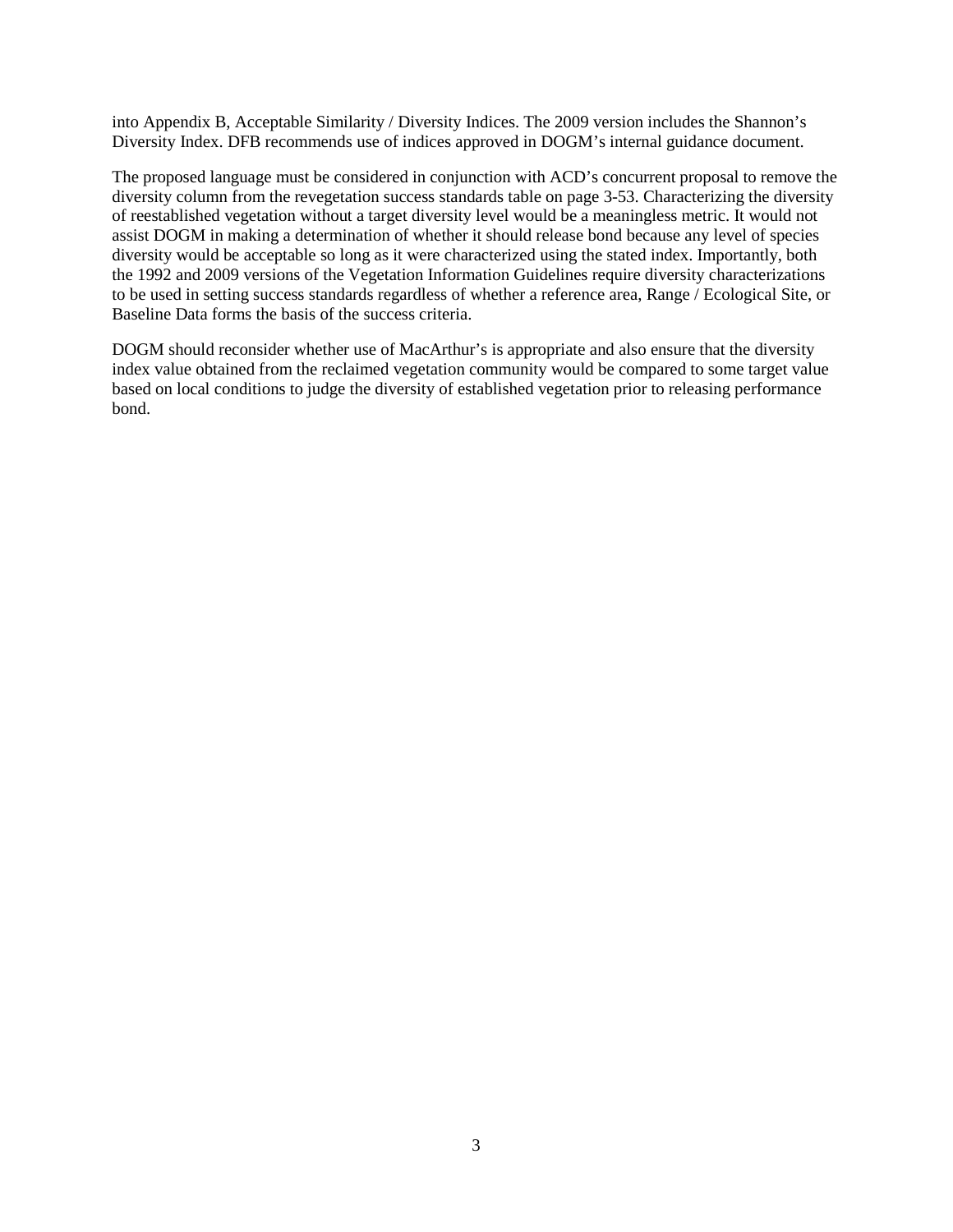into Appendix B, Acceptable Similarity / Diversity Indices. The 2009 version includes the Shannon's Diversity Index. DFB recommends use of indices approved in DOGM's internal guidance document.

The proposed language must be considered in conjunction with ACD's concurrent proposal to remove the diversity column from the revegetation success standards table on page 3-53. Characterizing the diversity of reestablished vegetation without a target diversity level would be a meaningless metric. It would not assist DOGM in making a determination of whether it should release bond because any level of species diversity would be acceptable so long as it were characterized using the stated index. Importantly, both the 1992 and 2009 versions of the Vegetation Information Guidelines require diversity characterizations to be used in setting success standards regardless of whether a reference area, Range / Ecological Site, or Baseline Data forms the basis of the success criteria.

DOGM should reconsider whether use of MacArthur's is appropriate and also ensure that the diversity index value obtained from the reclaimed vegetation community would be compared to some target value based on local conditions to judge the diversity of established vegetation prior to releasing performance bond.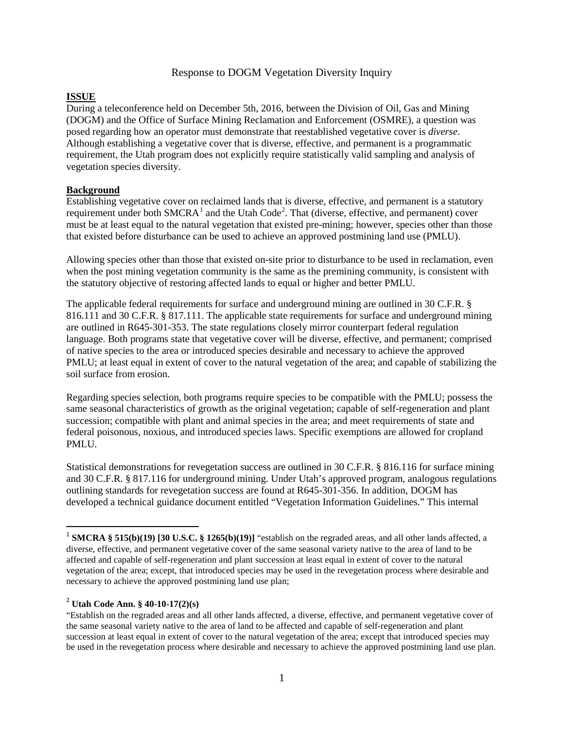Response to DOGM Vegetation Diversity Inquiry

## ISSUE

During a teleconference held on December 5th, 2016, between the Division of Oil, Gas and Mining (DOGM) and the Office of Surface Mining Reclamation and Enforcement (OSMRE), a question was posed regarding how an operator must demonstrate that reestablished vegetative cover is *diverse*. Although establishing a vegetative cover that is diverse, effective, and permanent is a programmatic requirement, the Utah program does not explicitly require statistically valid sampling and analysis of vegetation species diversity.

## Background

Establishing vegetative cover on reclaimed lands that is diverse, effective, and permanent is a statutory requirement under both SMCRA[1] and the Utah Code[2]. That (diverse, effective, and permanent) cover must be at least equal to the natural vegetation that existed pre-mining; however, species other than those that existed before disturbance can be used to achieve an approved postmining land use (PMLU).

Allowing species other than those that existed on-site prior to disturbance to be used in reclamation, even when the post mining vegetation community is the same as the premining community, is consistent with the statutory objective of restoring affected lands to equal or higher and better PMLU.

The applicable federal requirements for surface and underground mining are outlined in 30 C.F.R. § 816.111 and 30 C.F.R. § 817.111. The applicable state requirements for surface and underground mining are outlined in R645-301-353. The state regulations closely mirror counterpart federal regulation language. Both programs state that vegetative cover will be diverse, effective, and permanent; comprised of native species to the area or introduced species desirable and necessary to achieve the approved PMLU; at least equal in extent of cover to the natural vegetation of the area; and capable of stabilizing the soil surface from erosion.

Regarding species selection, both programs require species to be compatible with the PMLU; possess the same seasonal characteristics of growth as the original vegetation; capable of self-regeneration and plant succession; compatible with plant and animal species in the area; and meet requirements of state and federal poisonous, noxious, and introduced species laws. Specific exemptions are allowed for cropland PMLU.

Statistical demonstrations for revegetation success are outlined in 30 C.F.R. § 816.116 for surface mining and 30 C.F.R. § 817.116 for underground mining. Under Utah's approved program, analogous regulations outlining standards for revegetation success are found at R645-301-356. In addition, DOGM has developed a technical guidance document entitled "Vegetation Information Guidelines." This internal

---

[1] **SMCRA § 515(b)(19) [30 U.S.C. § 1265(b)(19)]** "establish on the regraded areas, and all other lands affected, a diverse, effective, and permanent vegetative cover of the same seasonal variety native to the area of land to be affected and capable of self-regeneration and plant succession at least equal in extent of cover to the natural vegetation of the area; except, that introduced species may be used in the revegetation process where desirable and necessary to achieve the approved postmining land use plan;

[2] **Utah Code Ann. § 40-10-17(2)(s)**

"Establish on the regraded areas and all other lands affected, a diverse, effective, and permanent vegetative cover of the same seasonal variety native to the area of land to be affected and capable of self-regeneration and plant succession at least equal in extent of cover to the natural vegetation of the area; except that introduced species may be used in the revegetation process where desirable and necessary to achieve the approved postmining land use plan.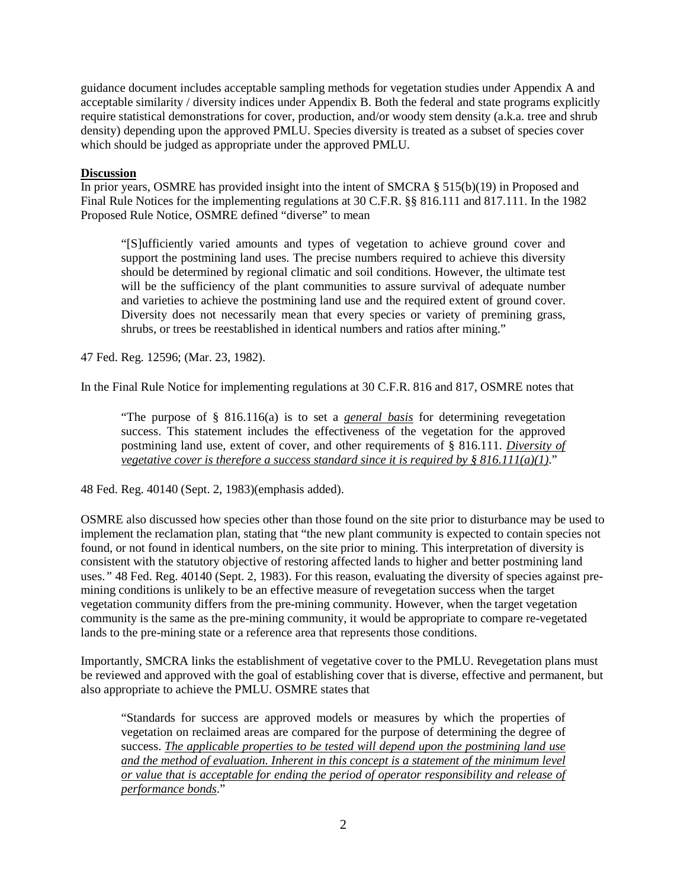guidance document includes acceptable sampling methods for vegetation studies under Appendix A and acceptable similarity / diversity indices under Appendix B. Both the federal and state programs explicitly require statistical demonstrations for cover, production, and/or woody stem density (a.k.a. tree and shrub density) depending upon the approved PMLU. Species diversity is treated as a subset of species cover which should be judged as appropriate under the approved PMLU.

**Discussion**

In prior years, OSMRE has provided insight into the intent of SMCRA § 515(b)(19) in Proposed and Final Rule Notices for the implementing regulations at 30 C.F.R. §§ 816.111 and 817.111. In the 1982 Proposed Rule Notice, OSMRE defined "diverse" to mean

> "[S]ufficiently varied amounts and types of vegetation to achieve ground cover and support the postmining land uses. The precise numbers required to achieve this diversity should be determined by regional climatic and soil conditions. However, the ultimate test will be the sufficiency of the plant communities to assure survival of adequate number and varieties to achieve the postmining land use and the required extent of ground cover. Diversity does not necessarily mean that every species or variety of premining grass, shrubs, or trees be reestablished in identical numbers and ratios after mining."

47 Fed. Reg. 12596; (Mar. 23, 1982).

In the Final Rule Notice for implementing regulations at 30 C.F.R. 816 and 817, OSMRE notes that

> "The purpose of § 816.116(a) is to set a ***general basis*** for determining revegetation success. This statement includes the effectiveness of the vegetation for the approved postmining land use, extent of cover, and other requirements of § 816.111. ***Diversity of vegetative cover is therefore a success standard since it is required by § 816.111(a)(1)***."

48 Fed. Reg. 40140 (Sept. 2, 1983)(emphasis added).

OSMRE also discussed how species other than those found on the site prior to disturbance may be used to implement the reclamation plan, stating that "the new plant community is expected to contain species not found, or not found in identical numbers, on the site prior to mining. This interpretation of diversity is consistent with the statutory objective of restoring affected lands to higher and better postmining land uses.*"* 48 Fed. Reg. 40140 (Sept. 2, 1983). For this reason, evaluating the diversity of species against pre-mining conditions is unlikely to be an effective measure of revegetation success when the target vegetation community differs from the pre-mining community. However, when the target vegetation community is the same as the pre-mining community, it would be appropriate to compare re-vegetated lands to the pre-mining state or a reference area that represents those conditions.

Importantly, SMCRA links the establishment of vegetative cover to the PMLU. Revegetation plans must be reviewed and approved with the goal of establishing cover that is diverse, effective and permanent, but also appropriate to achieve the PMLU. OSMRE states that

> "Standards for success are approved models or measures by which the properties of vegetation on reclaimed areas are compared for the purpose of determining the degree of success. ***The applicable properties to be tested will depend upon the postmining land use and the method of evaluation. Inherent in this concept is a statement of the minimum level or value that is acceptable for ending the period of operator responsibility and release of performance bonds***."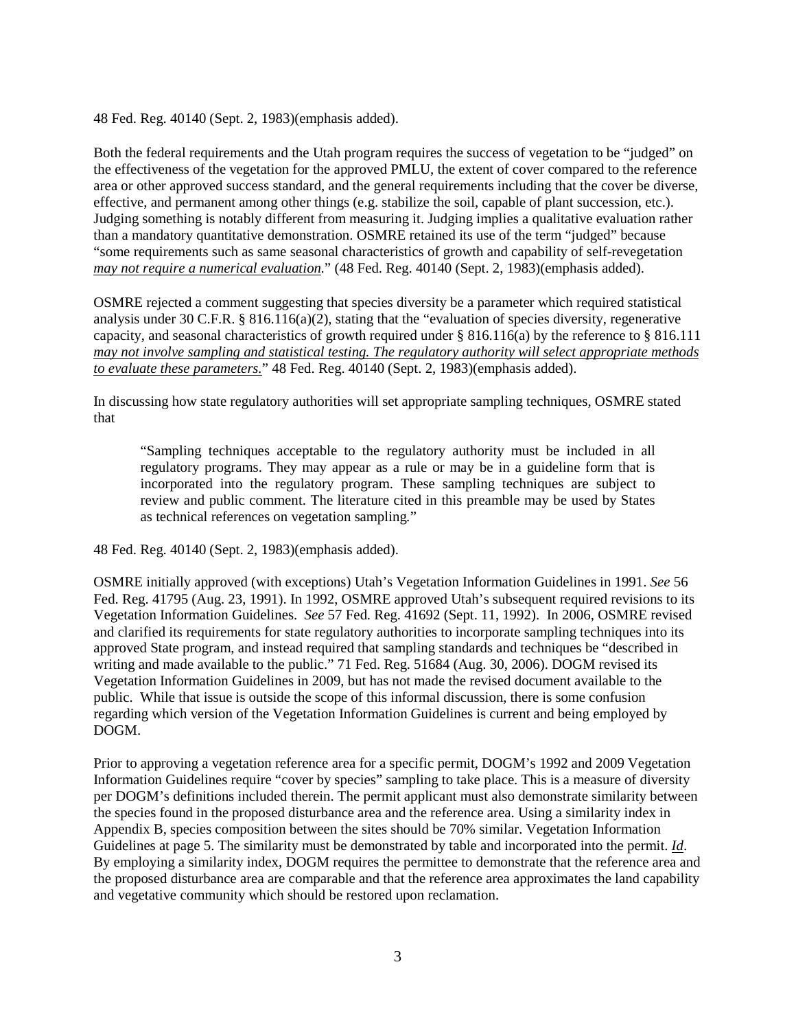48 Fed. Reg. 40140 (Sept. 2, 1983)(emphasis added).

Both the federal requirements and the Utah program requires the success of vegetation to be "judged" on the effectiveness of the vegetation for the approved PMLU, the extent of cover compared to the reference area or other approved success standard, and the general requirements including that the cover be diverse, effective, and permanent among other things (e.g. stabilize the soil, capable of plant succession, etc.). Judging something is notably different from measuring it. Judging implies a qualitative evaluation rather than a mandatory quantitative demonstration. OSMRE retained its use of the term "judged" because "some requirements such as same seasonal characteristics of growth and capability of self-revegetation *may not require a numerical evaluation*." (48 Fed. Reg. 40140 (Sept. 2, 1983)(emphasis added).

OSMRE rejected a comment suggesting that species diversity be a parameter which required statistical analysis under 30 C.F.R. § 816.116(a)(2), stating that the "evaluation of species diversity, regenerative capacity, and seasonal characteristics of growth required under § 816.116(a) by the reference to § 816.111 *may not involve sampling and statistical testing. The regulatory authority will select appropriate methods to evaluate these parameters.*" 48 Fed. Reg. 40140 (Sept. 2, 1983)(emphasis added).

In discussing how state regulatory authorities will set appropriate sampling techniques, OSMRE stated that

> "Sampling techniques acceptable to the regulatory authority must be included in all regulatory programs. They may appear as a rule or may be in a guideline form that is incorporated into the regulatory program. These sampling techniques are subject to review and public comment. The literature cited in this preamble may be used by States as technical references on vegetation sampling."

48 Fed. Reg. 40140 (Sept. 2, 1983)(emphasis added).

OSMRE initially approved (with exceptions) Utah's Vegetation Information Guidelines in 1991. *See* 56 Fed. Reg. 41795 (Aug. 23, 1991). In 1992, OSMRE approved Utah's subsequent required revisions to its Vegetation Information Guidelines. *See* 57 Fed. Reg. 41692 (Sept. 11, 1992). In 2006, OSMRE revised and clarified its requirements for state regulatory authorities to incorporate sampling techniques into its approved State program, and instead required that sampling standards and techniques be "described in writing and made available to the public." 71 Fed. Reg. 51684 (Aug. 30, 2006). DOGM revised its Vegetation Information Guidelines in 2009, but has not made the revised document available to the public. While that issue is outside the scope of this informal discussion, there is some confusion regarding which version of the Vegetation Information Guidelines is current and being employed by DOGM.

Prior to approving a vegetation reference area for a specific permit, DOGM's 1992 and 2009 Vegetation Information Guidelines require "cover by species" sampling to take place. This is a measure of diversity per DOGM's definitions included therein. The permit applicant must also demonstrate similarity between the species found in the proposed disturbance area and the reference area. Using a similarity index in Appendix B, species composition between the sites should be 70% similar. Vegetation Information Guidelines at page 5. The similarity must be demonstrated by table and incorporated into the permit. *Id*. By employing a similarity index, DOGM requires the permittee to demonstrate that the reference area and the proposed disturbance area are comparable and that the reference area approximates the land capability and vegetative community which should be restored upon reclamation.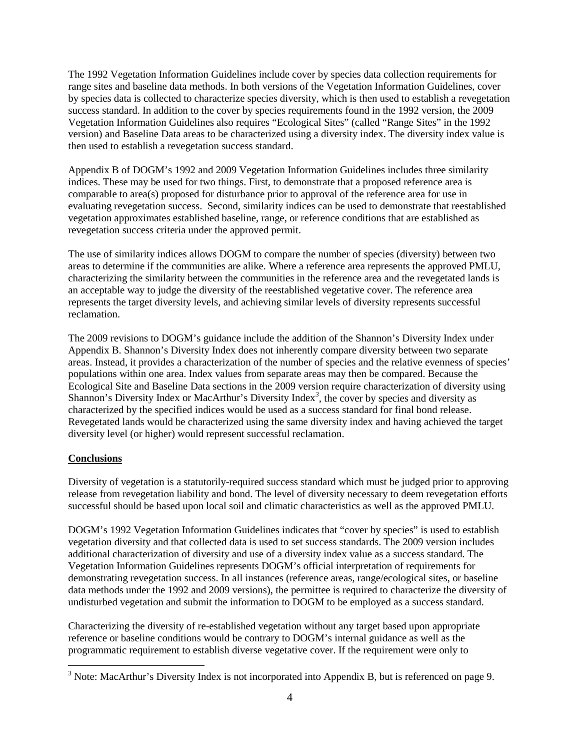The 1992 Vegetation Information Guidelines include cover by species data collection requirements for range sites and baseline data methods. In both versions of the Vegetation Information Guidelines, cover by species data is collected to characterize species diversity, which is then used to establish a revegetation success standard. In addition to the cover by species requirements found in the 1992 version, the 2009 Vegetation Information Guidelines also requires "Ecological Sites" (called "Range Sites" in the 1992 version) and Baseline Data areas to be characterized using a diversity index. The diversity index value is then used to establish a revegetation success standard.

Appendix B of DOGM's 1992 and 2009 Vegetation Information Guidelines includes three similarity indices. These may be used for two things. First, to demonstrate that a proposed reference area is comparable to area(s) proposed for disturbance prior to approval of the reference area for use in evaluating revegetation success. Second, similarity indices can be used to demonstrate that reestablished vegetation approximates established baseline, range, or reference conditions that are established as revegetation success criteria under the approved permit.

The use of similarity indices allows DOGM to compare the number of species (diversity) between two areas to determine if the communities are alike. Where a reference area represents the approved PMLU, characterizing the similarity between the communities in the reference area and the revegetated lands is an acceptable way to judge the diversity of the reestablished vegetative cover. The reference area represents the target diversity levels, and achieving similar levels of diversity represents successful reclamation.

The 2009 revisions to DOGM's guidance include the addition of the Shannon's Diversity Index under Appendix B. Shannon's Diversity Index does not inherently compare diversity between two separate areas. Instead, it provides a characterization of the number of species and the relative evenness of species' populations within one area. Index values from separate areas may then be compared. Because the Ecological Site and Baseline Data sections in the 2009 version require characterization of diversity using Shannon's Diversity Index or MacArthur's Diversity Index[3], the cover by species and diversity as characterized by the specified indices would be used as a success standard for final bond release. Revegetated lands would be characterized using the same diversity index and having achieved the target diversity level (or higher) would represent successful reclamation.

**Conclusions**

Diversity of vegetation is a statutorily-required success standard which must be judged prior to approving release from revegetation liability and bond. The level of diversity necessary to deem revegetation efforts successful should be based upon local soil and climatic characteristics as well as the approved PMLU.

DOGM's 1992 Vegetation Information Guidelines indicates that "cover by species" is used to establish vegetation diversity and that collected data is used to set success standards. The 2009 version includes additional characterization of diversity and use of a diversity index value as a success standard. The Vegetation Information Guidelines represents DOGM's official interpretation of requirements for demonstrating revegetation success. In all instances (reference areas, range/ecological sites, or baseline data methods under the 1992 and 2009 versions), the permittee is required to characterize the diversity of undisturbed vegetation and submit the information to DOGM to be employed as a success standard.

Characterizing the diversity of re-established vegetation without any target based upon appropriate reference or baseline conditions would be contrary to DOGM's internal guidance as well as the programmatic requirement to establish diverse vegetative cover. If the requirement were only to

[3] Note: MacArthur's Diversity Index is not incorporated into Appendix B, but is referenced on page 9.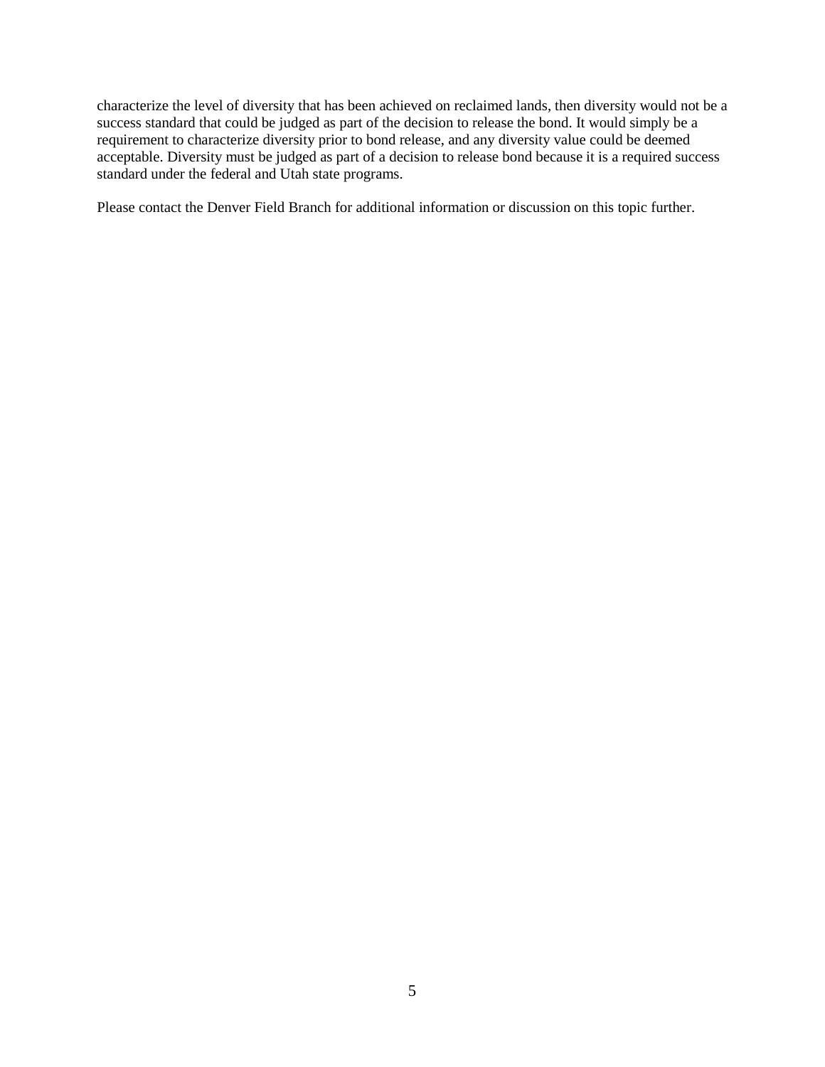characterize the level of diversity that has been achieved on reclaimed lands, then diversity would not be a success standard that could be judged as part of the decision to release the bond. It would simply be a requirement to characterize diversity prior to bond release, and any diversity value could be deemed acceptable. Diversity must be judged as part of a decision to release bond because it is a required success standard under the federal and Utah state programs.

Please contact the Denver Field Branch for additional information or discussion on this topic further.